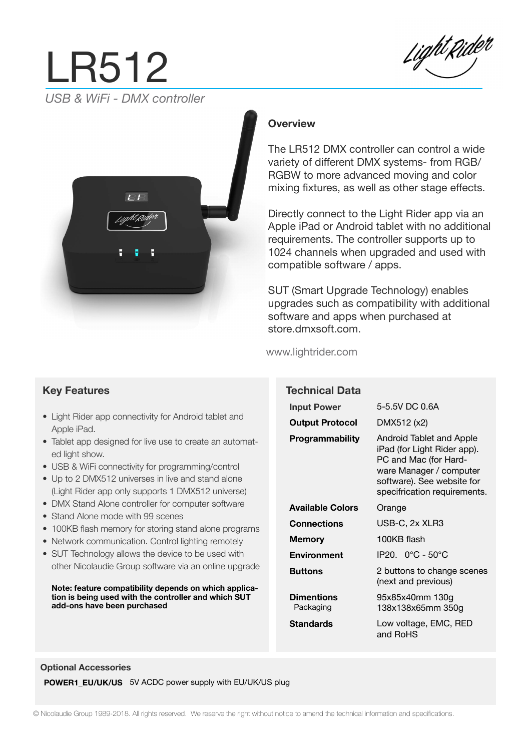# LR512

*USB & WiFi - DMX controller*

## Overview

The LR512 DMX controller can control a wide variety of different DMX systems- from RGB/RGBW to more advanced moving and color mixing fixtures, as well as other stage effects.

Directly connect to the Light Rider app via an Apple iPad or Android tablet with no additional requirements. The controller supports up to 1024 channels when upgraded and used with compatible software / apps.

SUT (Smart Upgrade Technology) enables upgrades such as compatibility with additional software and apps when purchased at store.dmxsoft.com.

www.lightrider.com

## Key Features

- Light Rider app connectivity for Android tablet and Apple iPad.
- Tablet app designed for live use to create an automated light show.
- USB & WiFi connectivity for programming/control
- Up to 2 DMX512 universes in live and stand alone (Light Rider app only supports 1 DMX512 universe)
- DMX Stand Alone controller for computer software
- Stand Alone mode with 99 scenes
- 100KB flash memory for storing stand alone programs
- Network communication. Control lighting remotely
- SUT Technology allows the device to be used with other Nicolaudie Group software via an online upgrade

**Note: feature compatibility depends on which application is being used with the controller and which SUT add-ons have been purchased**

## Technical Data

| | |
|---|---|
| **Input Power** | 5-5.5V DC 0.6A |
| **Output Protocol** | DMX512 (x2) |
| **Programmability** | Android Tablet and Apple iPad (for Light Rider app). PC and Mac (for Hardware Manager / computer software). See website for specifrication requirements. |
| **Available Colors** | Orange |
| **Connections** | USB-C, 2x XLR3 |
| **Memory** | 100KB flash |
| **Environment** | IP20. 0°C - 50°C |
| **Buttons** | 2 buttons to change scenes (next and previous) |
| **Dimentions** | 95x85x40mm 130g |
| Packaging | 138x138x65mm 350g |
| **Standards** | Low voltage, EMC, RED and RoHS |

**Optional Accessories**

**POWER1_EU/UK/US** 5V ACDC power supply with EU/UK/US plug

© Nicolaudie Group 1989-2018. All rights reserved. We reserve the right without notice to amend the technical information and specifications.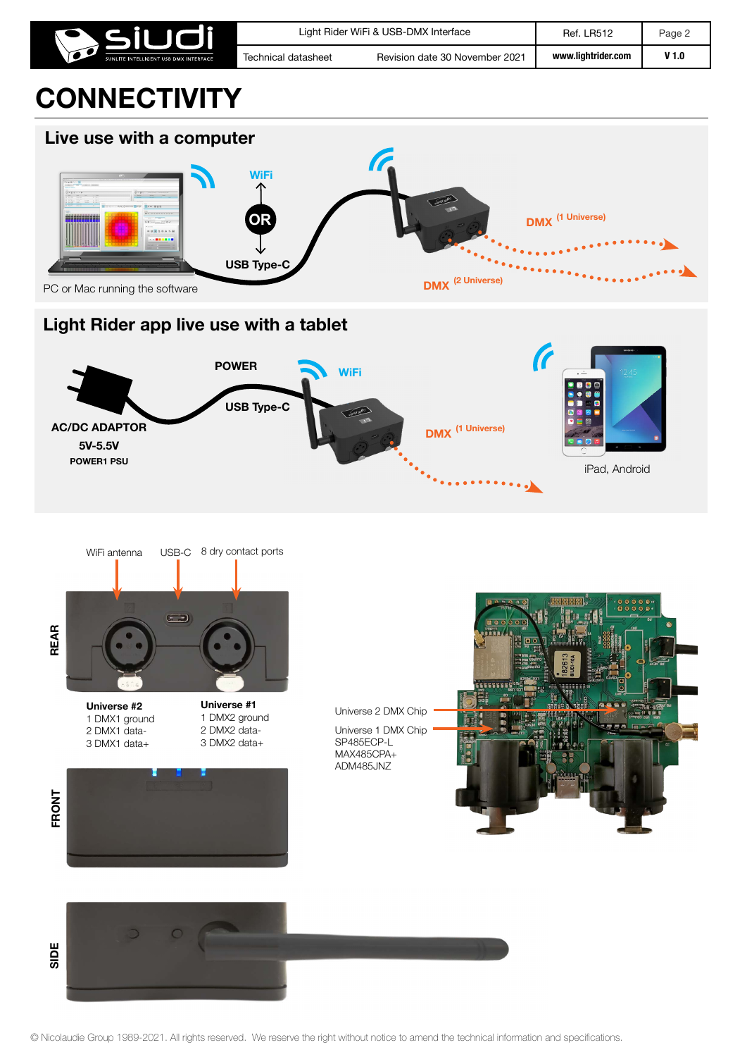# CONNECTIVITY

## Live use with a computer

WiFi

OR

USB Type-C

PC or Mac running the software

DMX (1 Universe)

DMX (2 Universe)

## Light Rider app live use with a tablet

POWER

USB Type-C

WiFi

AC/DC ADAPTOR

5V-5.5V

POWER1 PSU

DMX (1 Universe)

iPad, Android

WiFi antenna USB-C 8 dry contact ports

REAR

**Universe #2**
1 DMX1 ground
2 DMX1 data-
3 DMX1 data+

**Universe #1**
1 DMX2 ground
2 DMX2 data-
3 DMX2 data+

FRONT

SIDE

Universe 2 DMX Chip

Universe 1 DMX Chip
SP485ECP-L
MAX485CPA+
ADM485JNZ

© Nicolaudie Group 1989-2021. All rights reserved. We reserve the right without notice to amend the technical information and specifications.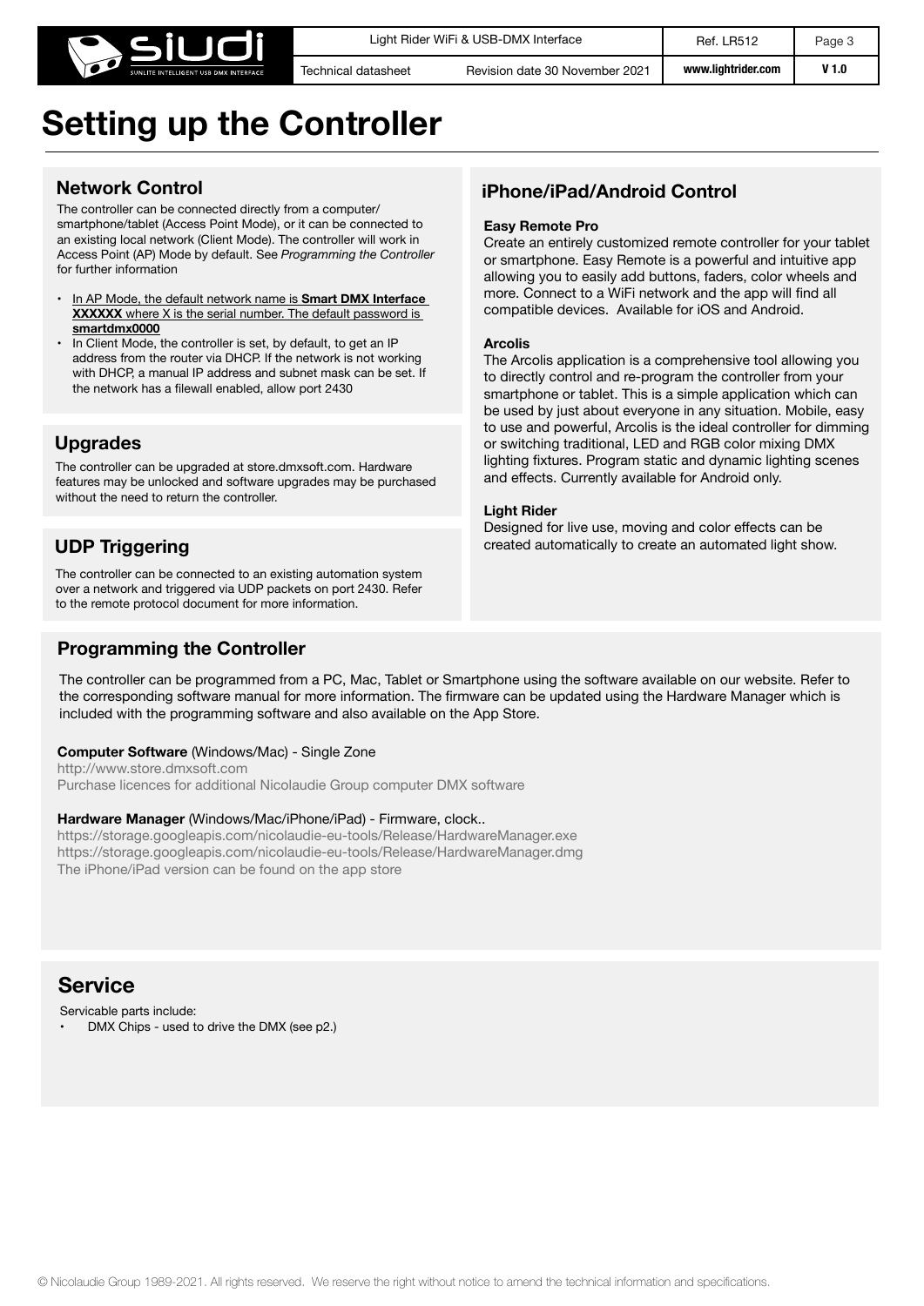# Setting up the Controller

## Network Control

The controller can be connected directly from a computer/smartphone/tablet (Access Point Mode), or it can be connected to an existing local network (Client Mode). The controller will work in Access Point (AP) Mode by default. See *Programming the Controller* for further information

- In AP Mode, the default network name is **Smart DMX Interface XXXXXX** where X is the serial number. The default password is **smartdmx0000**
- In Client Mode, the controller is set, by default, to get an IP address from the router via DHCP. If the network is not working with DHCP, a manual IP address and subnet mask can be set. If the network has a filewall enabled, allow port 2430

## Upgrades

The controller can be upgraded at store.dmxsoft.com. Hardware features may be unlocked and software upgrades may be purchased without the need to return the controller.

## UDP Triggering

The controller can be connected to an existing automation system over a network and triggered via UDP packets on port 2430. Refer to the remote protocol document for more information.

## iPhone/iPad/Android Control

**Easy Remote Pro**

Create an entirely customized remote controller for your tablet or smartphone. Easy Remote is a powerful and intuitive app allowing you to easily add buttons, faders, color wheels and more. Connect to a WiFi network and the app will find all compatible devices. Available for iOS and Android.

**Arcolis**

The Arcolis application is a comprehensive tool allowing you to directly control and re-program the controller from your smartphone or tablet. This is a simple application which can be used by just about everyone in any situation. Mobile, easy to use and powerful, Arcolis is the ideal controller for dimming or switching traditional, LED and RGB color mixing DMX lighting fixtures. Program static and dynamic lighting scenes and effects. Currently available for Android only.

**Light Rider**

Designed for live use, moving and color effects can be created automatically to create an automated light show.

## Programming the Controller

The controller can be programmed from a PC, Mac, Tablet or Smartphone using the software available on our website. Refer to the corresponding software manual for more information. The firmware can be updated using the Hardware Manager which is included with the programming software and also available on the App Store.

**Computer Software** (Windows/Mac) - Single Zone
http://www.store.dmxsoft.com
Purchase licences for additional Nicolaudie Group computer DMX software

**Hardware Manager** (Windows/Mac/iPhone/iPad) - Firmware, clock..
https://storage.googleapis.com/nicolaudie-eu-tools/Release/HardwareManager.exe
https://storage.googleapis.com/nicolaudie-eu-tools/Release/HardwareManager.dmg
The iPhone/iPad version can be found on the app store

## Service

Servicable parts include:

- DMX Chips - used to drive the DMX (see p2.)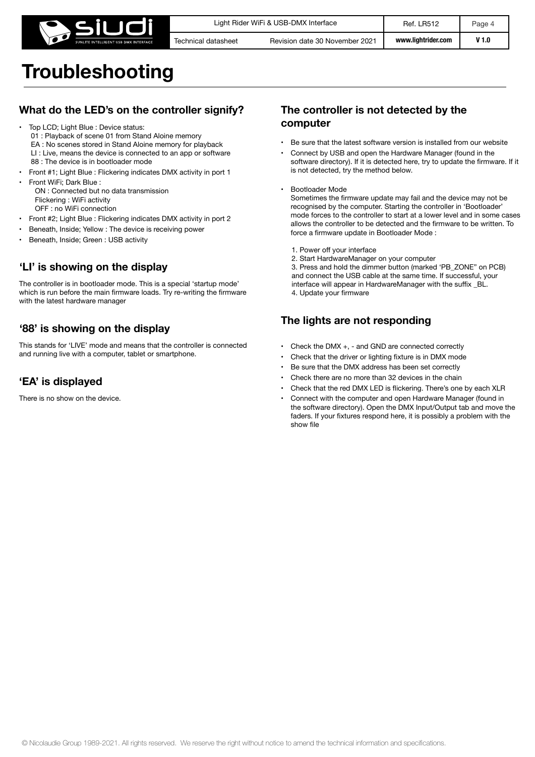# Troubleshooting

## What do the LED's on the controller signify?

- Top LCD; Light Blue : Device status:
  01 : Playback of scene 01 from Stand Aloine memory
  EA : No scenes stored in Stand Aloine memory for playback
  LI : Live, means the device is connected to an app or software
  88 : The device is in bootloader mode
- Front #1; Light Blue : Flickering indicates DMX activity in port 1
- Front WiFi; Dark Blue :
  ON : Connected but no data transmission
  Flickering : WiFi activity
  OFF : no WiFi connection
- Front #2; Light Blue : Flickering indicates DMX activity in port 2
- Beneath, Inside; Yellow : The device is receiving power
- Beneath, Inside; Green : USB activity

## 'LI' is showing on the display

The controller is in bootloader mode. This is a special 'startup mode' which is run before the main firmware loads. Try re-writing the firmware with the latest hardware manager

## '88' is showing on the display

This stands for 'LIVE' mode and means that the controller is connected and running live with a computer, tablet or smartphone.

## 'EA' is displayed

There is no show on the device.

## The controller is not detected by the computer

- Be sure that the latest software version is installed from our website
- Connect by USB and open the Hardware Manager (found in the software directory). If it is detected here, try to update the firmware. If it is not detected, try the method below.
- Bootloader Mode
  Sometimes the firmware update may fail and the device may not be recognised by the computer. Starting the controller in 'Bootloader' mode forces to the controller to start at a lower level and in some cases allows the controller to be detected and the firmware to be written. To force a firmware update in Bootloader Mode :

  1. Power off your interface
  2. Start HardwareManager on your computer
  3. Press and hold the dimmer button (marked 'PB_ZONE" on PCB) and connect the USB cable at the same time. If successful, your interface will appear in HardwareManager with the suffix _BL.
  4. Update your firmware

## The lights are not responding

- Check the DMX +, - and GND are connected correctly
- Check that the driver or lighting fixture is in DMX mode
- Be sure that the DMX address has been set correctly
- Check there are no more than 32 devices in the chain
- Check that the red DMX LED is flickering. There's one by each XLR
- Connect with the computer and open Hardware Manager (found in the software directory). Open the DMX Input/Output tab and move the faders. If your fixtures respond here, it is possibly a problem with the show file

© Nicolaudie Group 1989-2021. All rights reserved. We reserve the right without notice to amend the technical information and specifications.